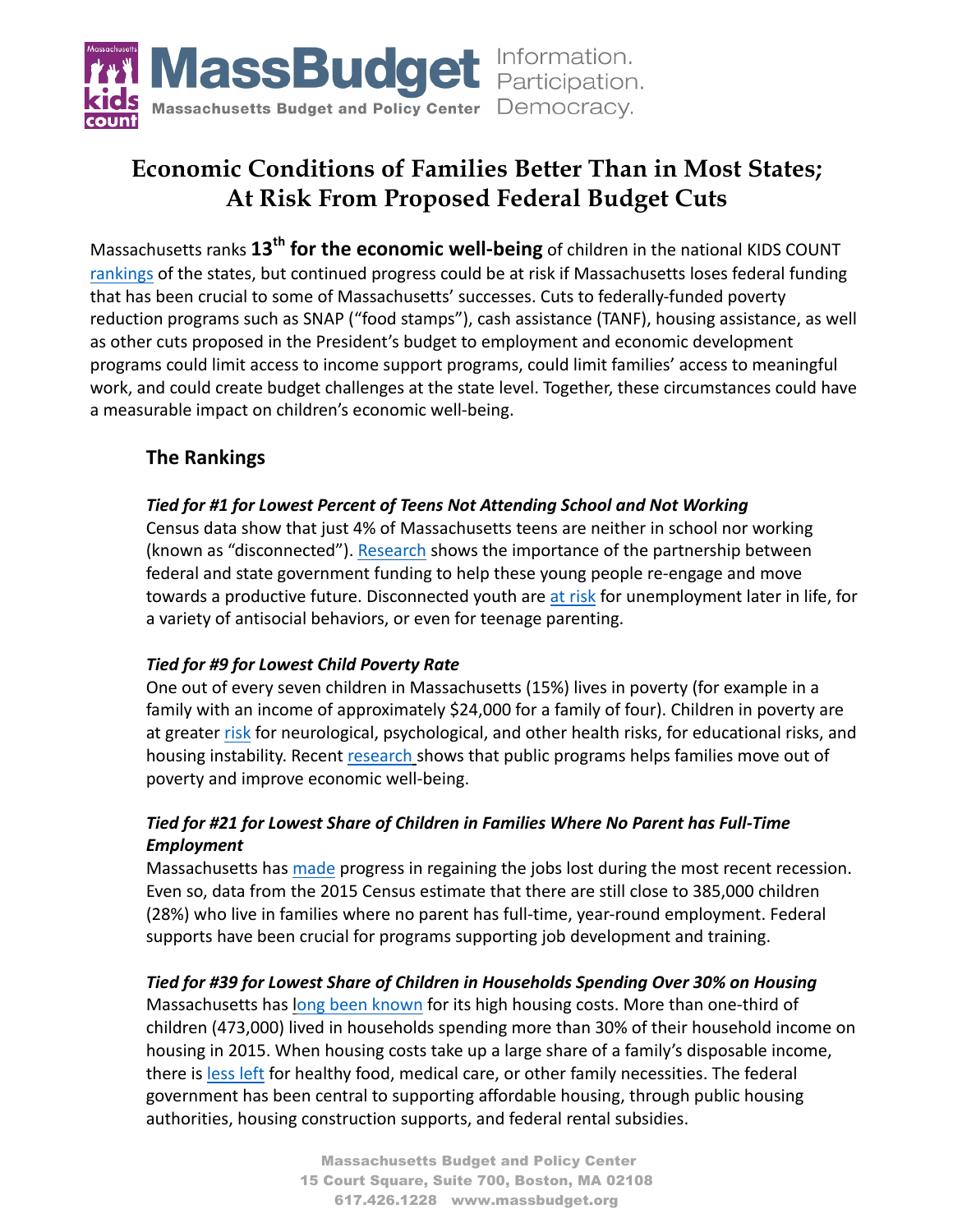# Economic Conditions of Families Better Than in Most States; At Risk From Proposed Federal Budget Cuts

Massachusetts ranks **13th for the economic well-being** of children in the national KIDS COUNT rankings of the states, but continued progress could be at risk if Massachusetts loses federal funding that has been crucial to some of Massachusetts' successes. Cuts to federally-funded poverty reduction programs such as SNAP ("food stamps"), cash assistance (TANF), housing assistance, as well as other cuts proposed in the President's budget to employment and economic development programs could limit access to income support programs, could limit families' access to meaningful work, and could create budget challenges at the state level. Together, these circumstances could have a measurable impact on children's economic well-being.

## The Rankings

***Tied for #1 for Lowest Percent of Teens Not Attending School and Not Working***

Census data show that just 4% of Massachusetts teens are neither in school nor working (known as "disconnected"). Research shows the importance of the partnership between federal and state government funding to help these young people re-engage and move towards a productive future. Disconnected youth are at risk for unemployment later in life, for a variety of antisocial behaviors, or even for teenage parenting.

***Tied for #9 for Lowest Child Poverty Rate***

One out of every seven children in Massachusetts (15%) lives in poverty (for example in a family with an income of approximately $24,000 for a family of four). Children in poverty are at greater risk for neurological, psychological, and other health risks, for educational risks, and housing instability. Recent research shows that public programs helps families move out of poverty and improve economic well-being.

***Tied for #21 for Lowest Share of Children in Families Where No Parent has Full-Time Employment***

Massachusetts has made progress in regaining the jobs lost during the most recent recession. Even so, data from the 2015 Census estimate that there are still close to 385,000 children (28%) who live in families where no parent has full-time, year-round employment. Federal supports have been crucial for programs supporting job development and training.

***Tied for #39 for Lowest Share of Children in Households Spending Over 30% on Housing***

Massachusetts has long been known for its high housing costs. More than one-third of children (473,000) lived in households spending more than 30% of their household income on housing in 2015. When housing costs take up a large share of a family's disposable income, there is less left for healthy food, medical care, or other family necessities. The federal government has been central to supporting affordable housing, through public housing authorities, housing construction supports, and federal rental subsidies.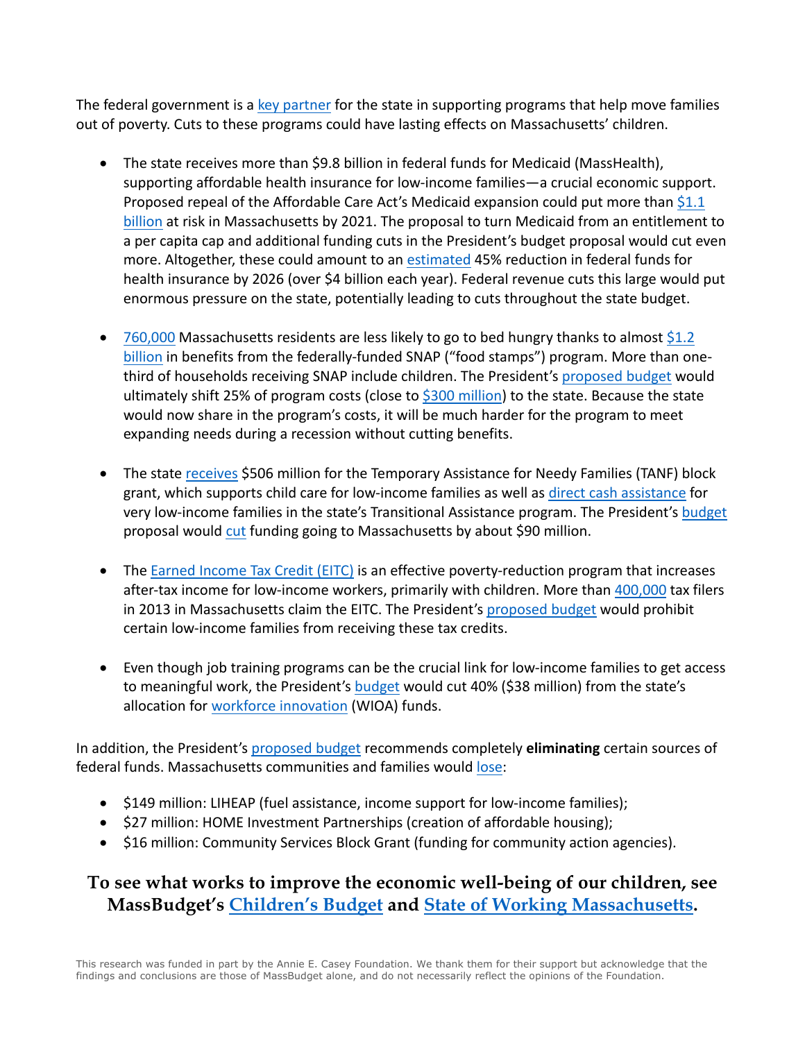The federal government is a key partner for the state in supporting programs that help move families out of poverty. Cuts to these programs could have lasting effects on Massachusetts' children.

- The state receives more than $9.8 billion in federal funds for Medicaid (MassHealth), supporting affordable health insurance for low-income families—a crucial economic support. Proposed repeal of the Affordable Care Act's Medicaid expansion could put more than $1.1 billion at risk in Massachusetts by 2021. The proposal to turn Medicaid from an entitlement to a per capita cap and additional funding cuts in the President's budget proposal would cut even more. Altogether, these could amount to an estimated 45% reduction in federal funds for health insurance by 2026 (over $4 billion each year). Federal revenue cuts this large would put enormous pressure on the state, potentially leading to cuts throughout the state budget.

- 760,000 Massachusetts residents are less likely to go to bed hungry thanks to almost $1.2 billion in benefits from the federally-funded SNAP ("food stamps") program. More than one-third of households receiving SNAP include children. The President's proposed budget would ultimately shift 25% of program costs (close to $300 million) to the state. Because the state would now share in the program's costs, it will be much harder for the program to meet expanding needs during a recession without cutting benefits.

- The state receives $506 million for the Temporary Assistance for Needy Families (TANF) block grant, which supports child care for low-income families as well as direct cash assistance for very low-income families in the state's Transitional Assistance program. The President's budget proposal would cut funding going to Massachusetts by about $90 million.

- The Earned Income Tax Credit (EITC) is an effective poverty-reduction program that increases after-tax income for low-income workers, primarily with children. More than 400,000 tax filers in 2013 in Massachusetts claim the EITC. The President's proposed budget would prohibit certain low-income families from receiving these tax credits.

- Even though job training programs can be the crucial link for low-income families to get access to meaningful work, the President's budget would cut 40% ($38 million) from the state's allocation for workforce innovation (WIOA) funds.

In addition, the President's proposed budget recommends completely **eliminating** certain sources of federal funds. Massachusetts communities and families would lose:

- $149 million: LIHEAP (fuel assistance, income support for low-income families);
- $27 million: HOME Investment Partnerships (creation of affordable housing);
- $16 million: Community Services Block Grant (funding for community action agencies).

## To see what works to improve the economic well-being of our children, see MassBudget's Children's Budget and State of Working Massachusetts.

This research was funded in part by the Annie E. Casey Foundation. We thank them for their support but acknowledge that the findings and conclusions are those of MassBudget alone, and do not necessarily reflect the opinions of the Foundation.